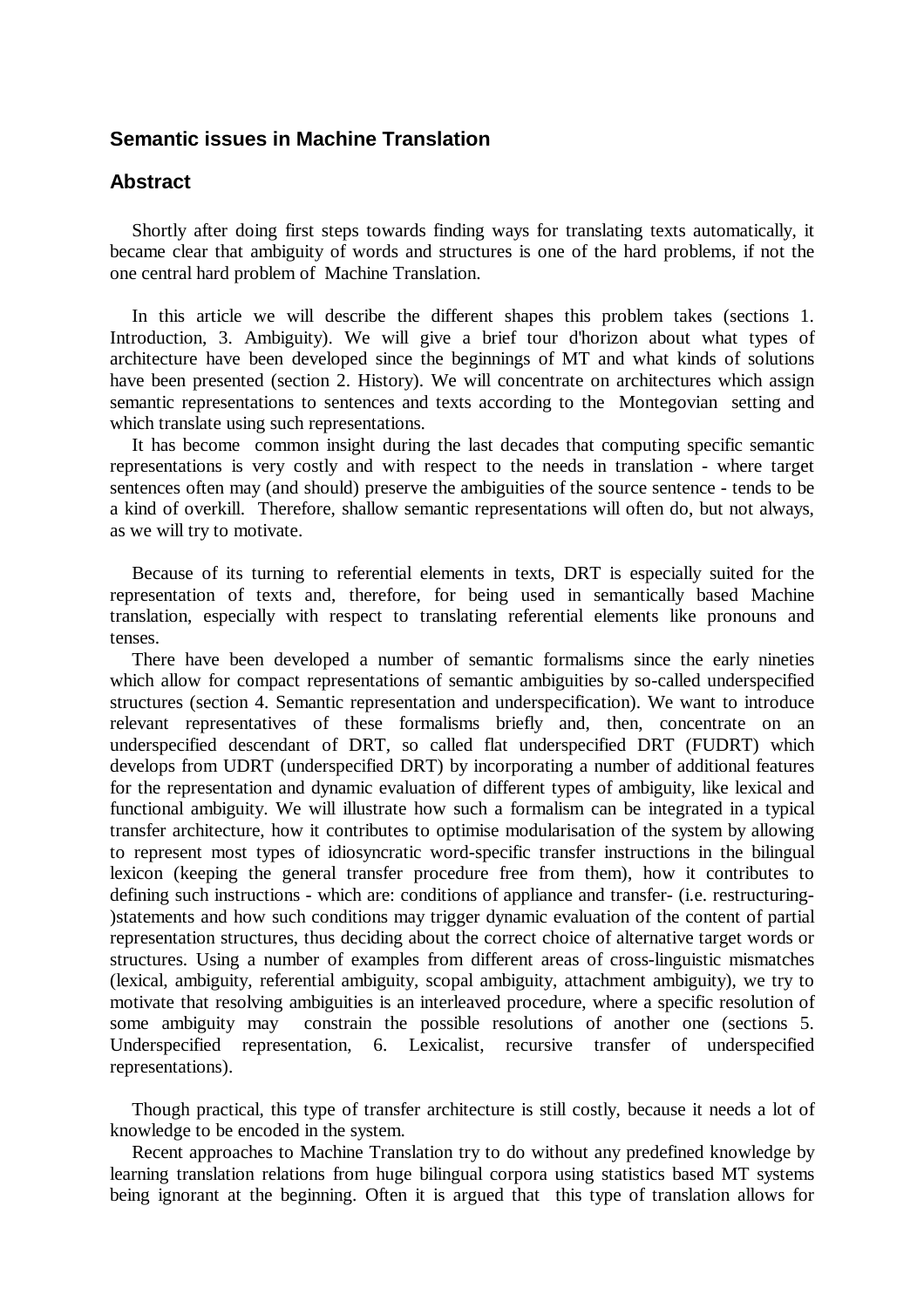## Semantic issues in Machine Translation

## Abstract

Shortly after doing first steps towards finding ways for translating texts automatically, it became clear that ambiguity of words and structures is one of the hard problems, if not the one central hard problem of Machine Translation.

In this article we will describe the different shapes this problem takes (sections 1. Introduction, 3. Ambiguity). We will give a brief tour d'horizon about what types of architecture have been developed since the beginnings of MT and what kinds of solutions have been presented (section 2. History). We will concentrate on architectures which assign semantic representations to sentences and texts according to the Montegovian setting and which translate using such representations.

It has become common insight during the last decades that computing specific semantic representations is very costly and with respect to the needs in translation - where target sentences often may (and should) preserve the ambiguities of the source sentence - tends to be a kind of overkill. Therefore, shallow semantic representations will often do, but not always, as we will try to motivate.

Because of its turning to referential elements in texts, DRT is especially suited for the representation of texts and, therefore, for being used in semantically based Machine translation, especially with respect to translating referential elements like pronouns and tenses.

There have been developed a number of semantic formalisms since the early nineties which allow for compact representations of semantic ambiguities by so-called underspecified structures (section 4. Semantic representation and underspecification). We want to introduce relevant representatives of these formalisms briefly and, then, concentrate on an underspecified descendant of DRT, so called flat underspecified DRT (FUDRT) which develops from UDRT (underspecified DRT) by incorporating a number of additional features for the representation and dynamic evaluation of different types of ambiguity, like lexical and functional ambiguity. We will illustrate how such a formalism can be integrated in a typical transfer architecture, how it contributes to optimise modularisation of the system by allowing to represent most types of idiosyncratic word-specific transfer instructions in the bilingual lexicon (keeping the general transfer procedure free from them), how it contributes to defining such instructions - which are: conditions of appliance and transfer- (i.e. restructuring-)statements and how such conditions may trigger dynamic evaluation of the content of partial representation structures, thus deciding about the correct choice of alternative target words or structures. Using a number of examples from different areas of cross-linguistic mismatches (lexical, ambiguity, referential ambiguity, scopal ambiguity, attachment ambiguity), we try to motivate that resolving ambiguities is an interleaved procedure, where a specific resolution of some ambiguity may constrain the possible resolutions of another one (sections 5. Underspecified representation, 6. Lexicalist, recursive transfer of underspecified representations).

Though practical, this type of transfer architecture is still costly, because it needs a lot of knowledge to be encoded in the system.

Recent approaches to Machine Translation try to do without any predefined knowledge by learning translation relations from huge bilingual corpora using statistics based MT systems being ignorant at the beginning. Often it is argued that this type of translation allows for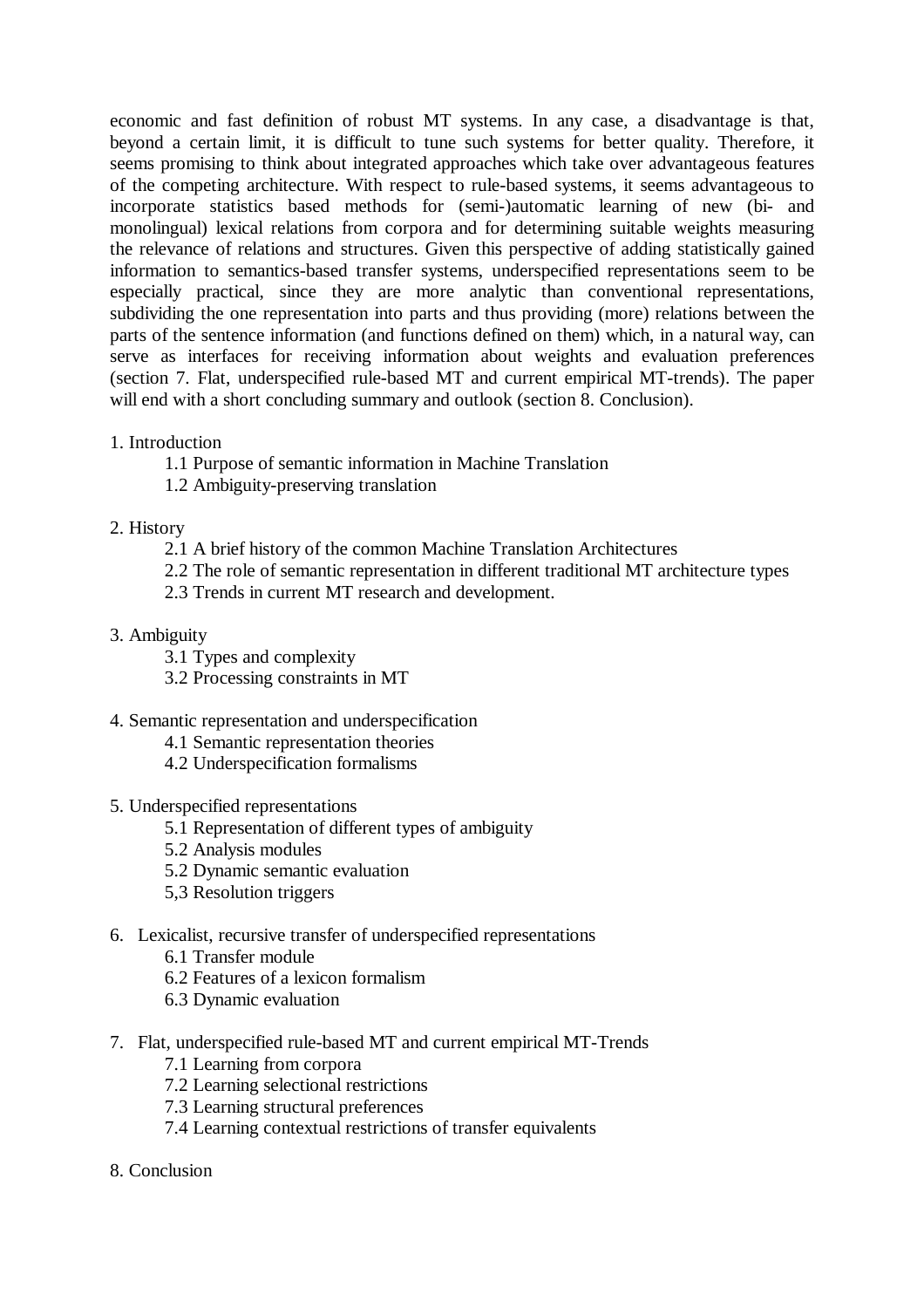economic and fast definition of robust MT systems. In any case, a disadvantage is that, beyond a certain limit, it is difficult to tune such systems for better quality. Therefore, it seems promising to think about integrated approaches which take over advantageous features of the competing architecture. With respect to rule-based systems, it seems advantageous to incorporate statistics based methods for (semi-)automatic learning of new (bi- and monolingual) lexical relations from corpora and for determining suitable weights measuring the relevance of relations and structures. Given this perspective of adding statistically gained information to semantics-based transfer systems, underspecified representations seem to be especially practical, since they are more analytic than conventional representations, subdividing the one representation into parts and thus providing (more) relations between the parts of the sentence information (and functions defined on them) which, in a natural way, can serve as interfaces for receiving information about weights and evaluation preferences (section 7. Flat, underspecified rule-based MT and current empirical MT-trends). The paper will end with a short concluding summary and outlook (section 8. Conclusion).

1. Introduction
    - 1.1 Purpose of semantic information in Machine Translation
    - 1.2 Ambiguity-preserving translation

2. History
    - 2.1 A brief history of the common Machine Translation Architectures
    - 2.2 The role of semantic representation in different traditional MT architecture types
    - 2.3 Trends in current MT research and development.

3. Ambiguity
    - 3.1 Types and complexity
    - 3.2 Processing constraints in MT

4. Semantic representation and underspecification
    - 4.1 Semantic representation theories
    - 4.2 Underspecification formalisms

5. Underspecified representations
    - 5.1 Representation of different types of ambiguity
    - 5.2 Analysis modules
    - 5.2 Dynamic semantic evaluation
    - 5,3 Resolution triggers

6. Lexicalist, recursive transfer of underspecified representations
    - 6.1 Transfer module
    - 6.2 Features of a lexicon formalism
    - 6.3 Dynamic evaluation

7. Flat, underspecified rule-based MT and current empirical MT-Trends
    - 7.1 Learning from corpora
    - 7.2 Learning selectional restrictions
    - 7.3 Learning structural preferences
    - 7.4 Learning contextual restrictions of transfer equivalents

8. Conclusion